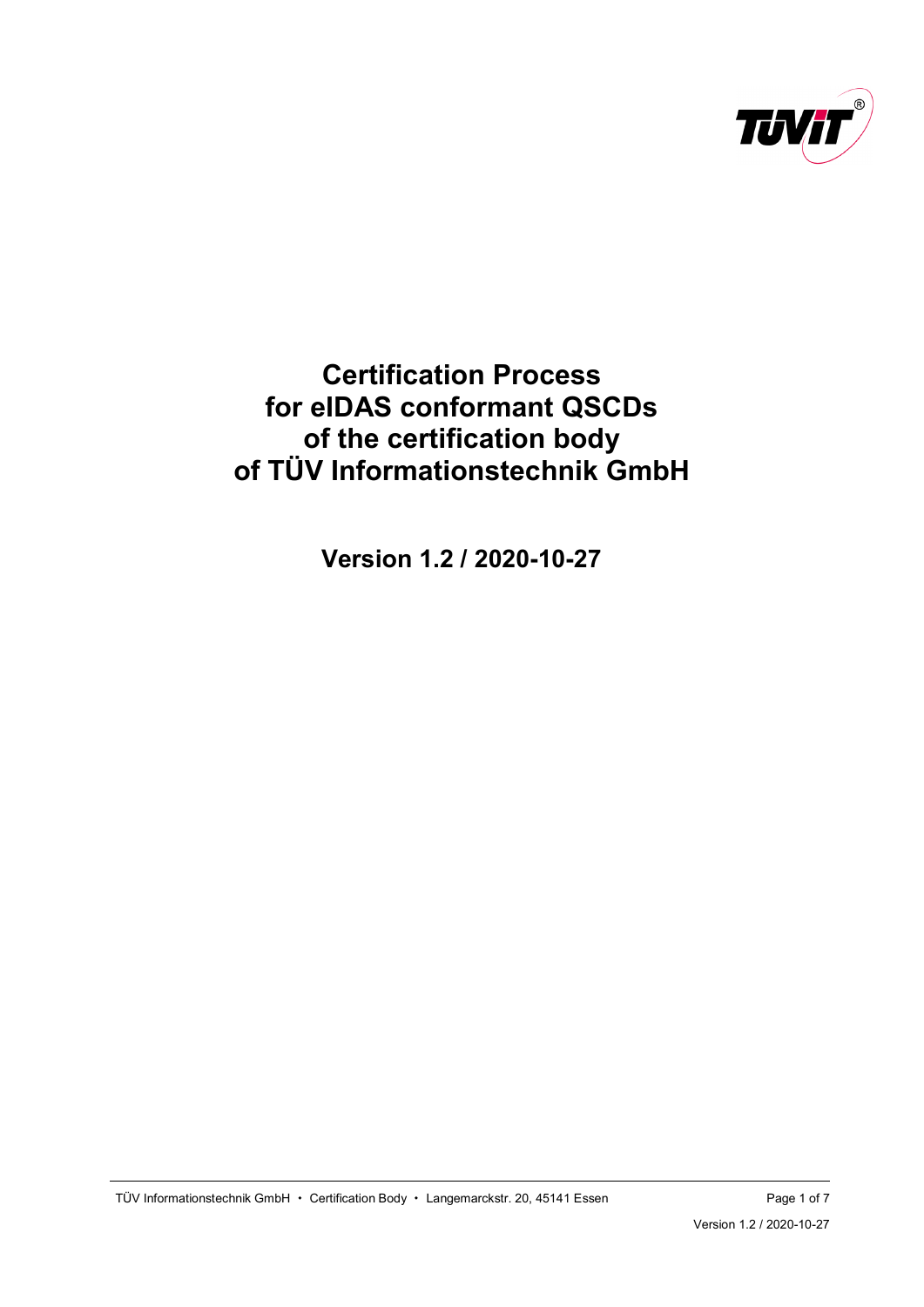# Certification Process for eIDAS conformant QSCDs of the certification body of TÜV Informationstechnik GmbH

**Version 1.2 / 2020-10-27**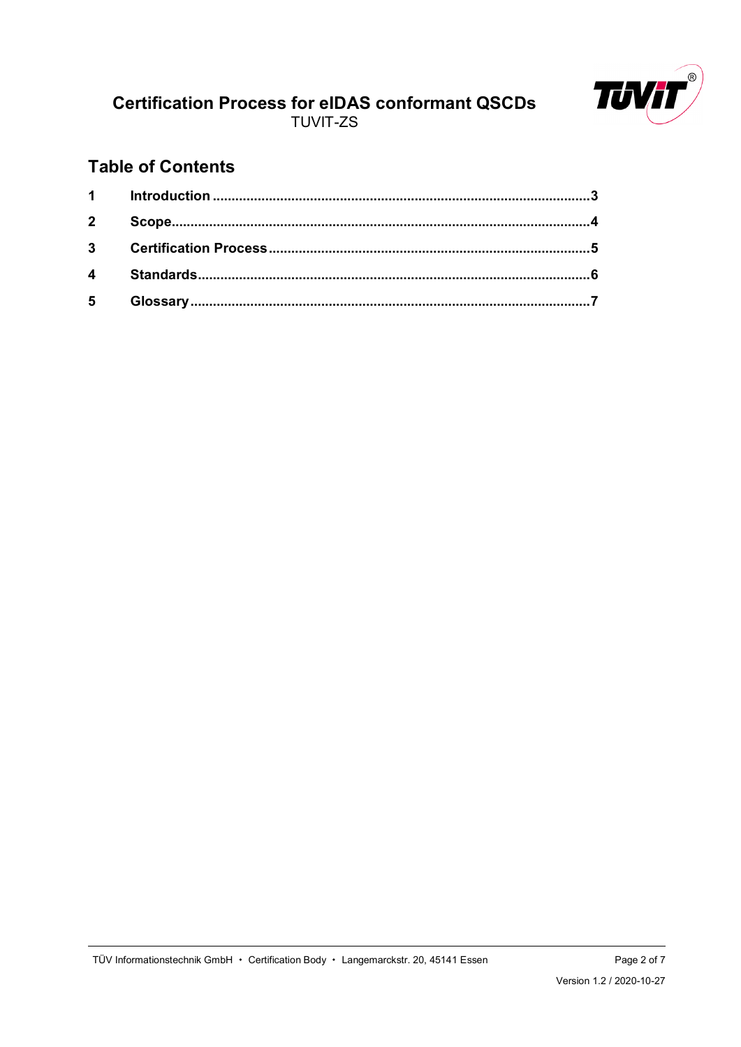## Table of Contents

1 Introduction ........................................................................................3

2 Scope..................................................................................................4

3 Certification Process .........................................................................5

4 Standards...........................................................................................6

5 Glossary .............................................................................................7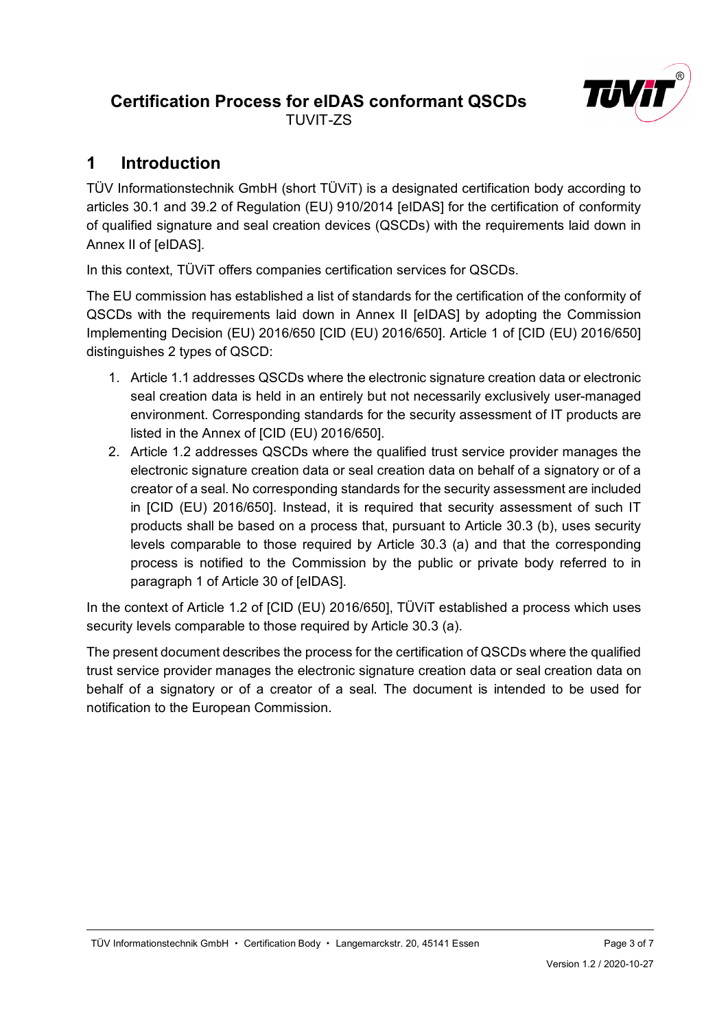# 1 Introduction

TÜV Informationstechnik GmbH (short TÜViT) is a designated certification body according to articles 30.1 and 39.2 of Regulation (EU) 910/2014 [eIDAS] for the certification of conformity of qualified signature and seal creation devices (QSCDs) with the requirements laid down in Annex II of [eIDAS].

In this context, TÜViT offers companies certification services for QSCDs.

The EU commission has established a list of standards for the certification of the conformity of QSCDs with the requirements laid down in Annex II [eIDAS] by adopting the Commission Implementing Decision (EU) 2016/650 [CID (EU) 2016/650]. Article 1 of [CID (EU) 2016/650] distinguishes 2 types of QSCD:

1. Article 1.1 addresses QSCDs where the electronic signature creation data or electronic seal creation data is held in an entirely but not necessarily exclusively user-managed environment. Corresponding standards for the security assessment of IT products are listed in the Annex of [CID (EU) 2016/650].
2. Article 1.2 addresses QSCDs where the qualified trust service provider manages the electronic signature creation data or seal creation data on behalf of a signatory or of a creator of a seal. No corresponding standards for the security assessment are included in [CID (EU) 2016/650]. Instead, it is required that security assessment of such IT products shall be based on a process that, pursuant to Article 30.3 (b), uses security levels comparable to those required by Article 30.3 (a) and that the corresponding process is notified to the Commission by the public or private body referred to in paragraph 1 of Article 30 of [eIDAS].

In the context of Article 1.2 of [CID (EU) 2016/650], TÜViT established a process which uses security levels comparable to those required by Article 30.3 (a).

The present document describes the process for the certification of QSCDs where the qualified trust service provider manages the electronic signature creation data or seal creation data on behalf of a signatory or of a creator of a seal. The document is intended to be used for notification to the European Commission.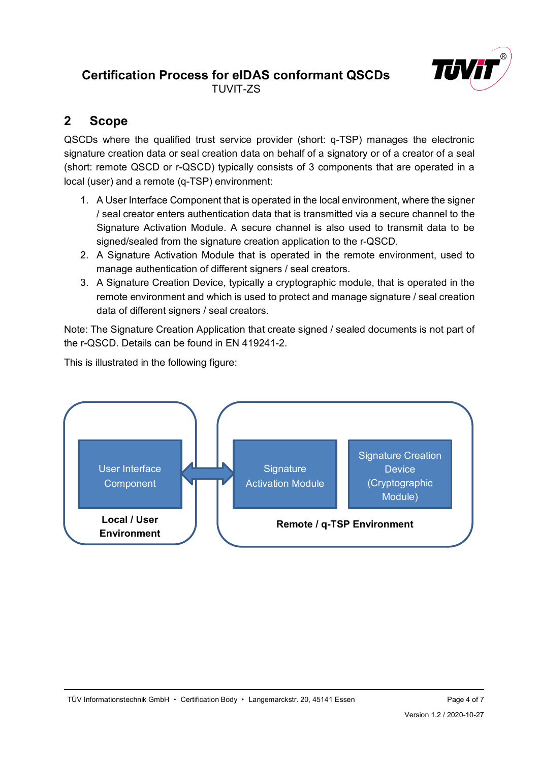## 2 Scope

QSCDs where the qualified trust service provider (short: q-TSP) manages the electronic signature creation data or seal creation data on behalf of a signatory or of a creator of a seal (short: remote QSCD or r-QSCD) typically consists of 3 components that are operated in a local (user) and a remote (q-TSP) environment:

1. A User Interface Component that is operated in the local environment, where the signer / seal creator enters authentication data that is transmitted via a secure channel to the Signature Activation Module. A secure channel is also used to transmit data to be signed/sealed from the signature creation application to the r-QSCD.
2. A Signature Activation Module that is operated in the remote environment, used to manage authentication of different signers / seal creators.
3. A Signature Creation Device, typically a cryptographic module, that is operated in the remote environment and which is used to protect and manage signature / seal creation data of different signers / seal creators.

Note: The Signature Creation Application that create signed / sealed documents is not part of the r-QSCD. Details can be found in EN 419241-2.

This is illustrated in the following figure:

User Interface Component

Local / User Environment

Signature Activation Module

Signature Creation Device (Cryptographic Module)

Remote / q-TSP Environment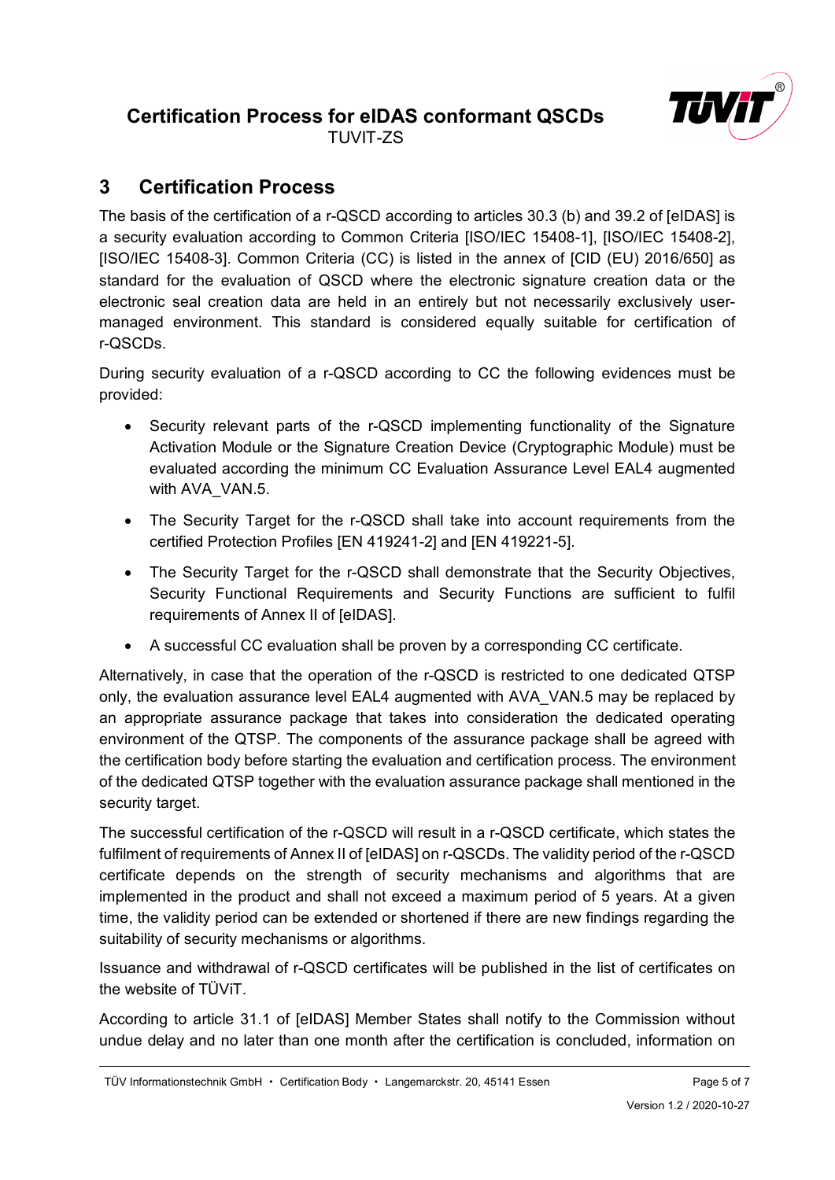## 3 Certification Process

The basis of the certification of a r-QSCD according to articles 30.3 (b) and 39.2 of [eIDAS] is a security evaluation according to Common Criteria [ISO/IEC 15408-1], [ISO/IEC 15408-2], [ISO/IEC 15408-3]. Common Criteria (CC) is listed in the annex of [CID (EU) 2016/650] as standard for the evaluation of QSCD where the electronic signature creation data or the electronic seal creation data are held in an entirely but not necessarily exclusively user-managed environment. This standard is considered equally suitable for certification of r-QSCDs.

During security evaluation of a r-QSCD according to CC the following evidences must be provided:

- Security relevant parts of the r-QSCD implementing functionality of the Signature Activation Module or the Signature Creation Device (Cryptographic Module) must be evaluated according the minimum CC Evaluation Assurance Level EAL4 augmented with AVA_VAN.5.
- The Security Target for the r-QSCD shall take into account requirements from the certified Protection Profiles [EN 419241-2] and [EN 419221-5].
- The Security Target for the r-QSCD shall demonstrate that the Security Objectives, Security Functional Requirements and Security Functions are sufficient to fulfil requirements of Annex II of [eIDAS].
- A successful CC evaluation shall be proven by a corresponding CC certificate.

Alternatively, in case that the operation of the r-QSCD is restricted to one dedicated QTSP only, the evaluation assurance level EAL4 augmented with AVA_VAN.5 may be replaced by an appropriate assurance package that takes into consideration the dedicated operating environment of the QTSP. The components of the assurance package shall be agreed with the certification body before starting the evaluation and certification process. The environment of the dedicated QTSP together with the evaluation assurance package shall mentioned in the security target.

The successful certification of the r-QSCD will result in a r-QSCD certificate, which states the fulfilment of requirements of Annex II of [eIDAS] on r-QSCDs. The validity period of the r-QSCD certificate depends on the strength of security mechanisms and algorithms that are implemented in the product and shall not exceed a maximum period of 5 years. At a given time, the validity period can be extended or shortened if there are new findings regarding the suitability of security mechanisms or algorithms.

Issuance and withdrawal of r-QSCD certificates will be published in the list of certificates on the website of TÜViT.

According to article 31.1 of [eIDAS] Member States shall notify to the Commission without undue delay and no later than one month after the certification is concluded, information on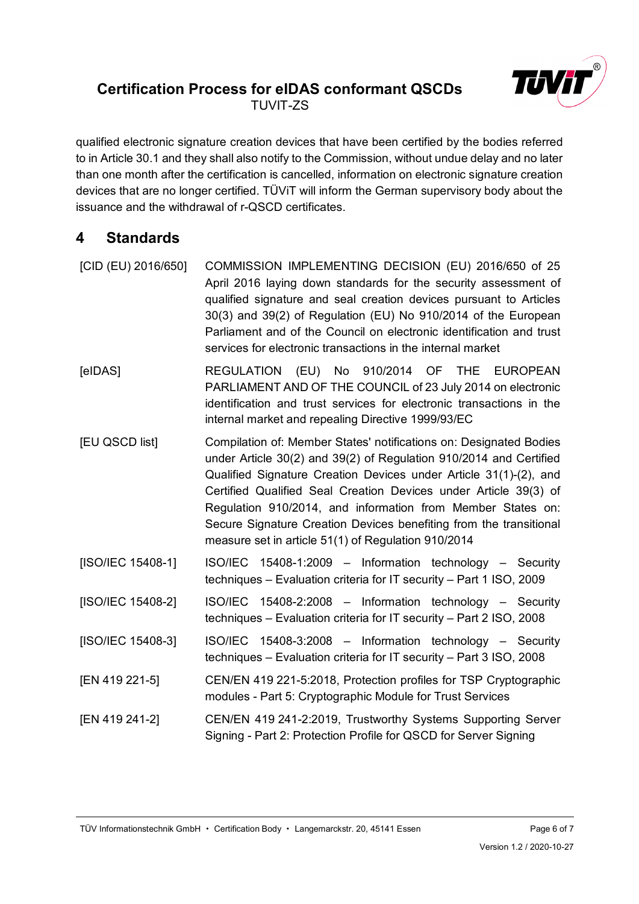qualified electronic signature creation devices that have been certified by the bodies referred to in Article 30.1 and they shall also notify to the Commission, without undue delay and no later than one month after the certification is cancelled, information on electronic signature creation devices that are no longer certified. TÜViT will inform the German supervisory body about the issuance and the withdrawal of r-QSCD certificates.

# 4 Standards

| | |
|---|---|
| [CID (EU) 2016/650] | COMMISSION IMPLEMENTING DECISION (EU) 2016/650 of 25 April 2016 laying down standards for the security assessment of qualified signature and seal creation devices pursuant to Articles 30(3) and 39(2) of Regulation (EU) No 910/2014 of the European Parliament and of the Council on electronic identification and trust services for electronic transactions in the internal market |
| [eIDAS] | REGULATION (EU) No 910/2014 OF THE EUROPEAN PARLIAMENT AND OF THE COUNCIL of 23 July 2014 on electronic identification and trust services for electronic transactions in the internal market and repealing Directive 1999/93/EC |
| [EU QSCD list] | Compilation of: Member States' notifications on: Designated Bodies under Article 30(2) and 39(2) of Regulation 910/2014 and Certified Qualified Signature Creation Devices under Article 31(1)-(2), and Certified Qualified Seal Creation Devices under Article 39(3) of Regulation 910/2014, and information from Member States on: Secure Signature Creation Devices benefiting from the transitional measure set in article 51(1) of Regulation 910/2014 |
| [ISO/IEC 15408-1] | ISO/IEC 15408-1:2009 – Information technology – Security techniques – Evaluation criteria for IT security – Part 1 ISO, 2009 |
| [ISO/IEC 15408-2] | ISO/IEC 15408-2:2008 – Information technology – Security techniques – Evaluation criteria for IT security – Part 2 ISO, 2008 |
| [ISO/IEC 15408-3] | ISO/IEC 15408-3:2008 – Information technology – Security techniques – Evaluation criteria for IT security – Part 3 ISO, 2008 |
| [EN 419 221-5] | CEN/EN 419 221-5:2018, Protection profiles for TSP Cryptographic modules - Part 5: Cryptographic Module for Trust Services |
| [EN 419 241-2] | CEN/EN 419 241-2:2019, Trustworthy Systems Supporting Server Signing - Part 2: Protection Profile for QSCD for Server Signing |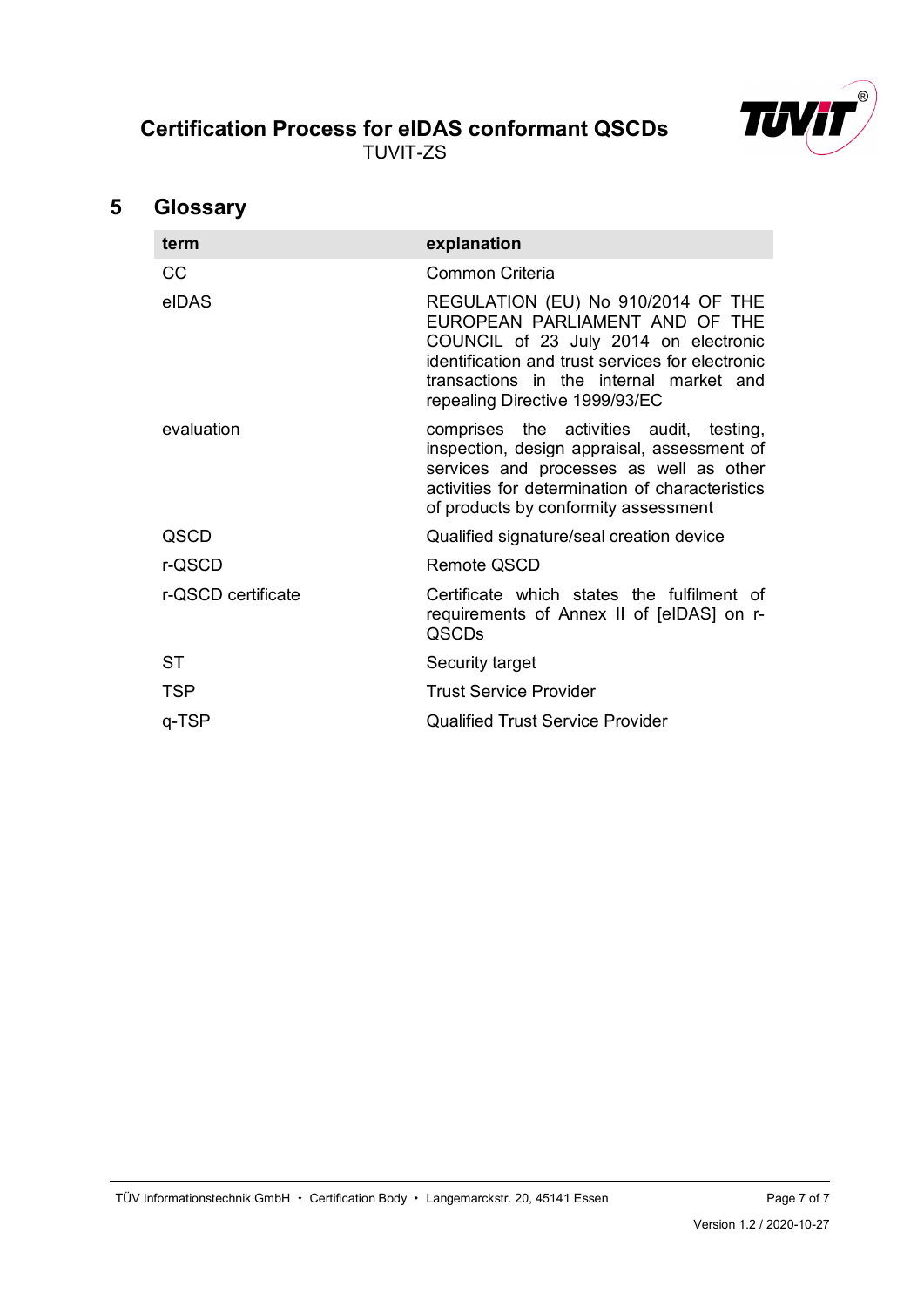## 5 Glossary

| term | explanation |
| --- | --- |
| CC | Common Criteria |
| eIDAS | REGULATION (EU) No 910/2014 OF THE EUROPEAN PARLIAMENT AND OF THE COUNCIL of 23 July 2014 on electronic identification and trust services for electronic transactions in the internal market and repealing Directive 1999/93/EC |
| evaluation | comprises the activities audit, testing, inspection, design appraisal, assessment of services and processes as well as other activities for determination of characteristics of products by conformity assessment |
| QSCD | Qualified signature/seal creation device |
| r-QSCD | Remote QSCD |
| r-QSCD certificate | Certificate which states the fulfilment of requirements of Annex II of [eIDAS] on r-QSCDs |
| ST | Security target |
| TSP | Trust Service Provider |
| q-TSP | Qualified Trust Service Provider |